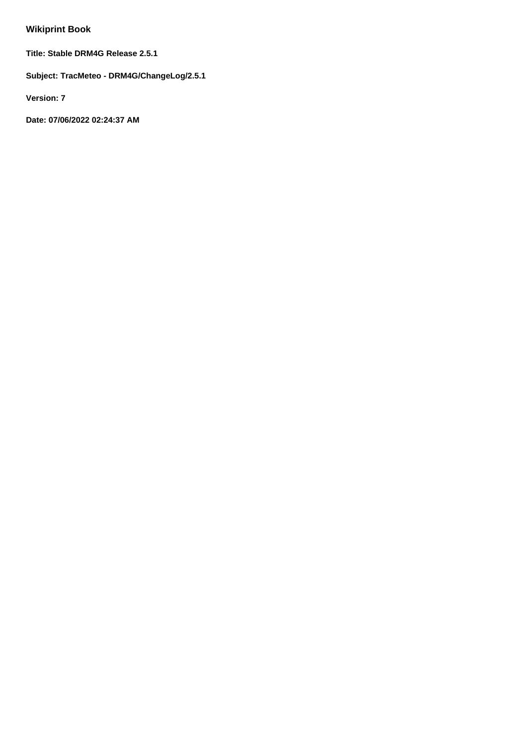## Wikiprint Book

**Title: Stable DRM4G Release 2.5.1**

**Subject: TracMeteo - DRM4G/ChangeLog/2.5.1**

**Version: 7**

**Date: 07/06/2022 02:24:37 AM**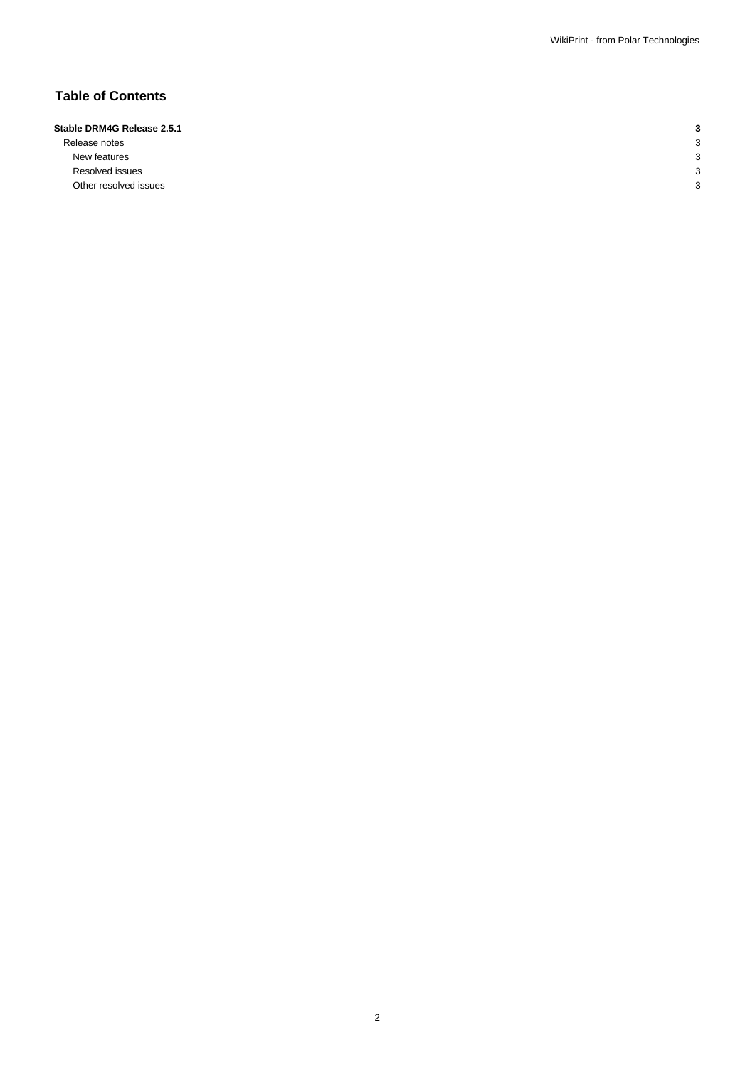## Table of Contents

| | |
|---|---|
| **Stable DRM4G Release 2.5.1** | **3** |
| Release notes | 3 |
| New features | 3 |
| Resolved issues | 3 |
| Other resolved issues | 3 |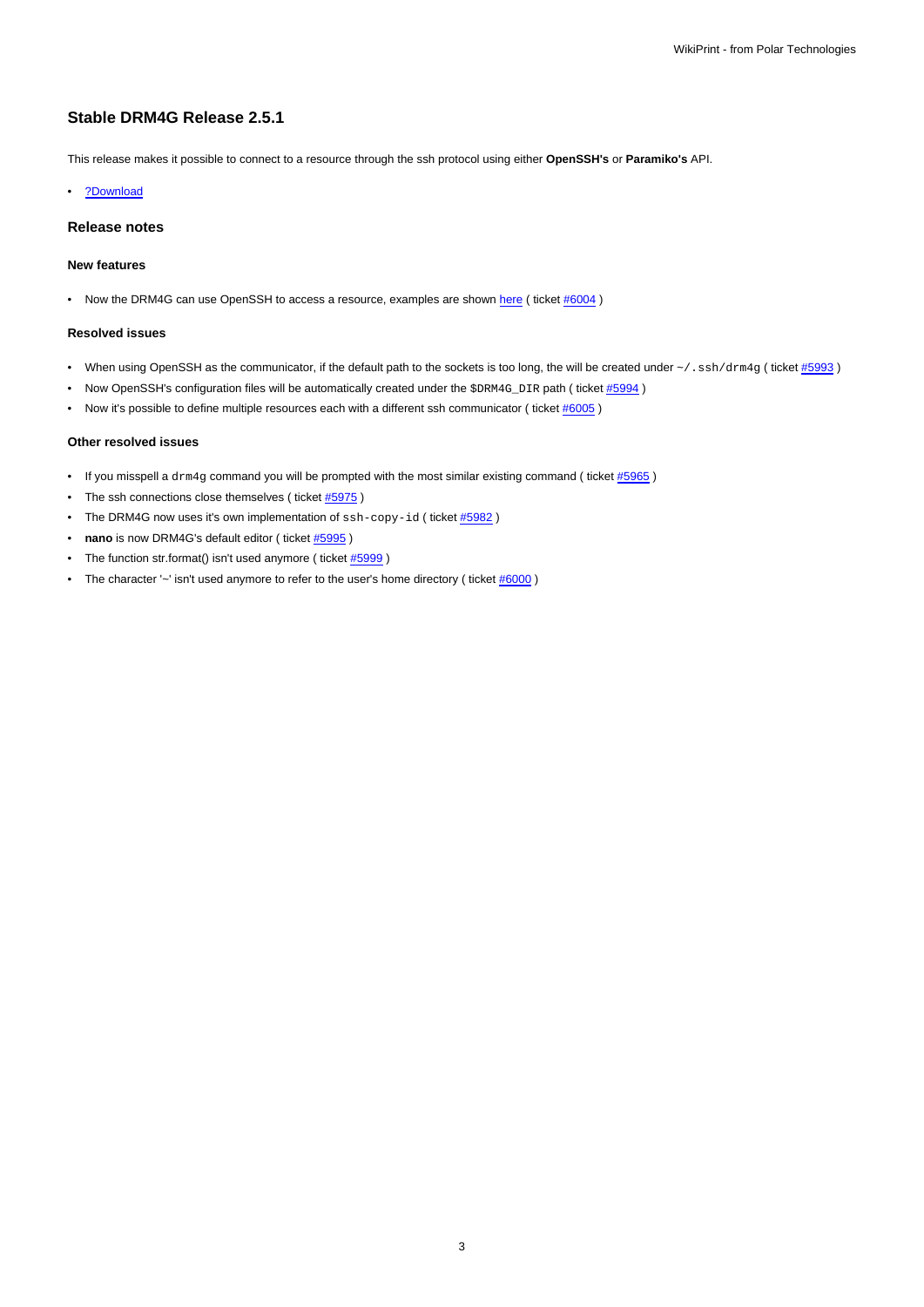## Stable DRM4G Release 2.5.1

This release makes it possible to connect to a resource through the ssh protocol using either **OpenSSH's** or **Paramiko's** API.

- ?Download

### Release notes

#### New features

- Now the DRM4G can use OpenSSH to access a resource, examples are shown here ( ticket #6004 )

#### Resolved issues

- When using OpenSSH as the communicator, if the default path to the sockets is too long, the will be created under `~/.ssh/drm4g` ( ticket #5993 )
- Now OpenSSH's configuration files will be automatically created under the `$DRM4G_DIR` path ( ticket #5994 )
- Now it's possible to define multiple resources each with a different ssh communicator ( ticket #6005 )

#### Other resolved issues

- If you misspell a `drm4g` command you will be prompted with the most similar existing command ( ticket #5965 )
- The ssh connections close themselves ( ticket #5975 )
- The DRM4G now uses it's own implementation of `ssh-copy-id` ( ticket #5982 )
- **nano** is now DRM4G's default editor ( ticket #5995 )
- The function str.format() isn't used anymore ( ticket #5999 )
- The character '~' isn't used anymore to refer to the user's home directory ( ticket #6000 )